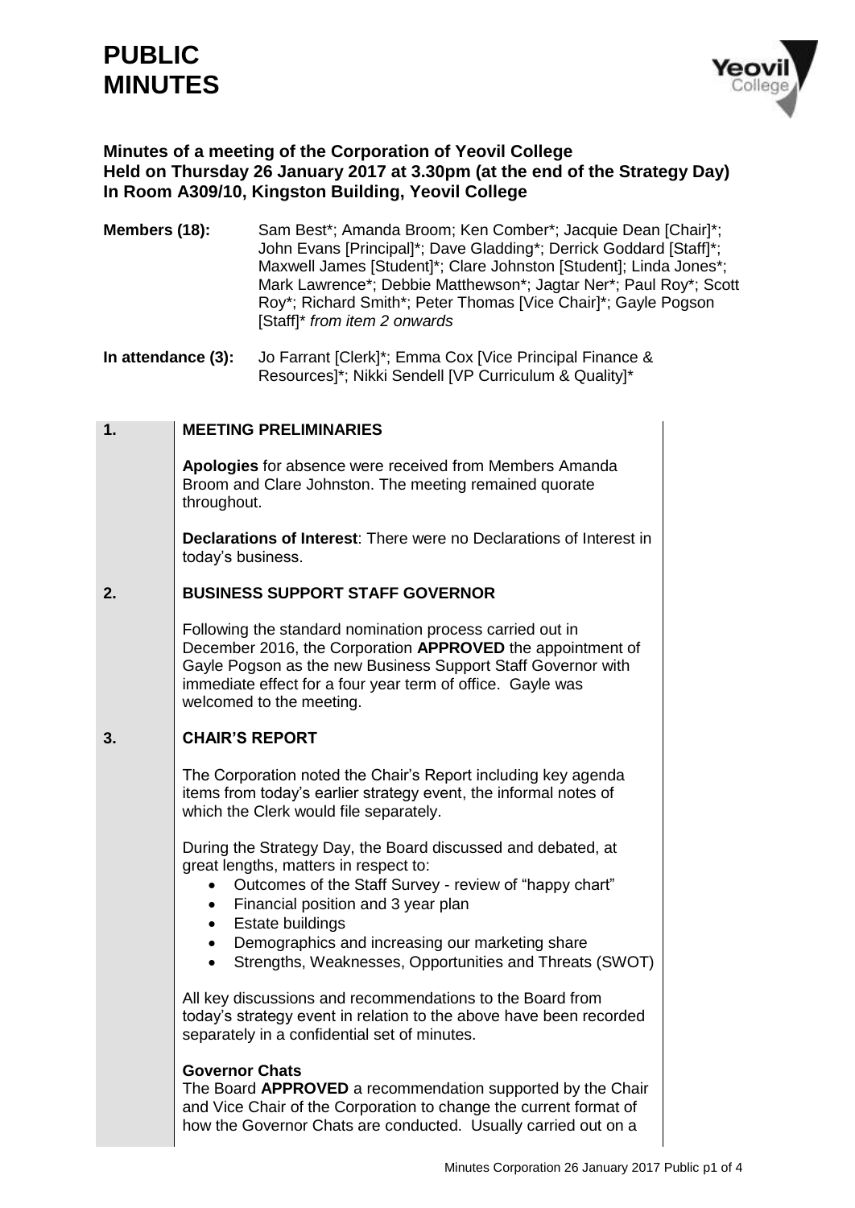# PUBLIC MINUTES

**Minutes of a meeting of the Corporation of Yeovil College**
**Held on Thursday 26 January 2017 at 3.30pm (at the end of the Strategy Day)**
**In Room A309/10, Kingston Building, Yeovil College**

**Members (18):** Sam Best*; Amanda Broom; Ken Comber*; Jacquie Dean [Chair]*; John Evans [Principal]*; Dave Gladding*; Derrick Goddard [Staff]*; Maxwell James [Student]*; Clare Johnston [Student]; Linda Jones*; Mark Lawrence*; Debbie Matthewson*; Jagtar Ner*; Paul Roy*; Scott Roy*; Richard Smith*; Peter Thomas [Vice Chair]*; Gayle Pogson [Staff]* *from item 2 onwards*

**In attendance (3):** Jo Farrant [Clerk]*; Emma Cox [Vice Principal Finance & Resources]*; Nikki Sendell [VP Curriculum & Quality]*

## 1. MEETING PRELIMINARIES

**Apologies** for absence were received from Members Amanda Broom and Clare Johnston. The meeting remained quorate throughout.

**Declarations of Interest**: There were no Declarations of Interest in today's business.

## 2. BUSINESS SUPPORT STAFF GOVERNOR

Following the standard nomination process carried out in December 2016, the Corporation **APPROVED** the appointment of Gayle Pogson as the new Business Support Staff Governor with immediate effect for a four year term of office. Gayle was welcomed to the meeting.

## 3. CHAIR'S REPORT

The Corporation noted the Chair's Report including key agenda items from today's earlier strategy event, the informal notes of which the Clerk would file separately.

During the Strategy Day, the Board discussed and debated, at great lengths, matters in respect to:

- Outcomes of the Staff Survey - review of "happy chart"
- Financial position and 3 year plan
- Estate buildings
- Demographics and increasing our marketing share
- Strengths, Weaknesses, Opportunities and Threats (SWOT)

All key discussions and recommendations to the Board from today's strategy event in relation to the above have been recorded separately in a confidential set of minutes.

**Governor Chats**
The Board **APPROVED** a recommendation supported by the Chair and Vice Chair of the Corporation to change the current format of how the Governor Chats are conducted. Usually carried out on a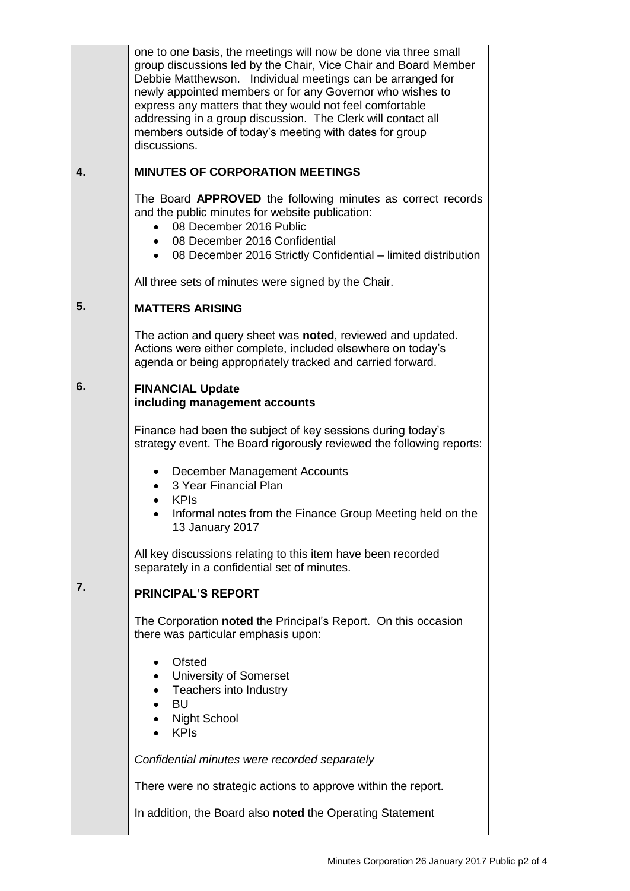one to one basis, the meetings will now be done via three small group discussions led by the Chair, Vice Chair and Board Member Debbie Matthewson. Individual meetings can be arranged for newly appointed members or for any Governor who wishes to express any matters that they would not feel comfortable addressing in a group discussion. The Clerk will contact all members outside of today's meeting with dates for group discussions.

## 4. MINUTES OF CORPORATION MEETINGS

The Board **APPROVED** the following minutes as correct records and the public minutes for website publication:

- 08 December 2016 Public
- 08 December 2016 Confidential
- 08 December 2016 Strictly Confidential – limited distribution

All three sets of minutes were signed by the Chair.

## 5. MATTERS ARISING

The action and query sheet was **noted**, reviewed and updated. Actions were either complete, included elsewhere on today's agenda or being appropriately tracked and carried forward.

## 6. FINANCIAL Update including management accounts

Finance had been the subject of key sessions during today's strategy event. The Board rigorously reviewed the following reports:

- December Management Accounts
- 3 Year Financial Plan
- KPIs
- Informal notes from the Finance Group Meeting held on the 13 January 2017

All key discussions relating to this item have been recorded separately in a confidential set of minutes.

## 7. PRINCIPAL'S REPORT

The Corporation **noted** the Principal's Report. On this occasion there was particular emphasis upon:

- Ofsted
- University of Somerset
- Teachers into Industry
- BU
- Night School
- KPIs

*Confidential minutes were recorded separately*

There were no strategic actions to approve within the report.

In addition, the Board also **noted** the Operating Statement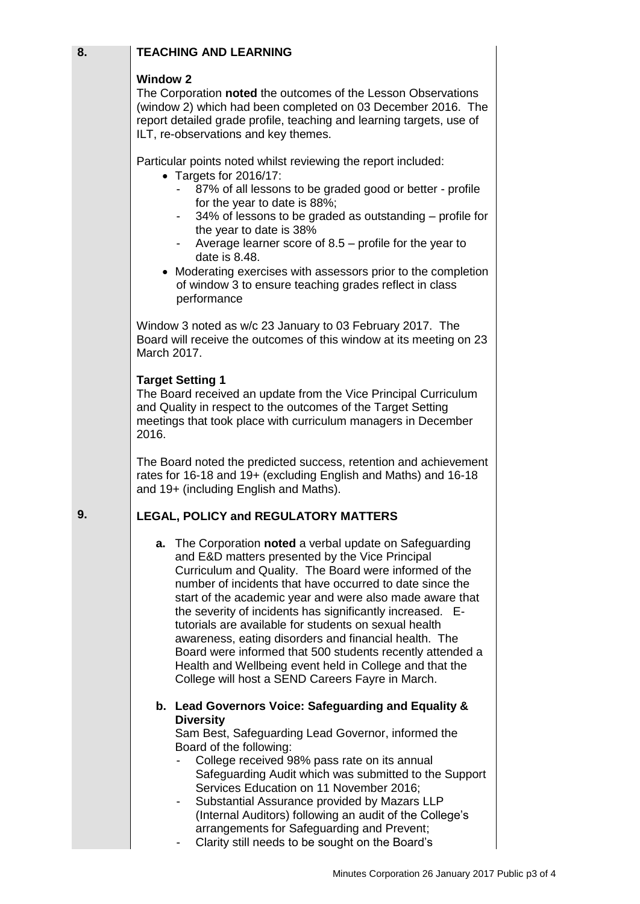## 8. TEACHING AND LEARNING

**Window 2**

The Corporation **noted** the outcomes of the Lesson Observations (window 2) which had been completed on 03 December 2016. The report detailed grade profile, teaching and learning targets, use of ILT, re-observations and key themes.

Particular points noted whilst reviewing the report included:

- Targets for 2016/17:
  - 87% of all lessons to be graded good or better - profile for the year to date is 88%;
  - 34% of lessons to be graded as outstanding – profile for the year to date is 38%
  - Average learner score of 8.5 – profile for the year to date is 8.48.
- Moderating exercises with assessors prior to the completion of window 3 to ensure teaching grades reflect in class performance

Window 3 noted as w/c 23 January to 03 February 2017. The Board will receive the outcomes of this window at its meeting on 23 March 2017.

**Target Setting 1**

The Board received an update from the Vice Principal Curriculum and Quality in respect to the outcomes of the Target Setting meetings that took place with curriculum managers in December 2016.

The Board noted the predicted success, retention and achievement rates for 16-18 and 19+ (excluding English and Maths) and 16-18 and 19+ (including English and Maths).

## 9. LEGAL, POLICY and REGULATORY MATTERS

**a.** The Corporation **noted** a verbal update on Safeguarding and E&D matters presented by the Vice Principal Curriculum and Quality. The Board were informed of the number of incidents that have occurred to date since the start of the academic year and were also made aware that the severity of incidents has significantly increased. E-tutorials are available for students on sexual health awareness, eating disorders and financial health. The Board were informed that 500 students recently attended a Health and Wellbeing event held in College and that the College will host a SEND Careers Fayre in March.

**b. Lead Governors Voice: Safeguarding and Equality & Diversity**

Sam Best, Safeguarding Lead Governor, informed the Board of the following:

- College received 98% pass rate on its annual Safeguarding Audit which was submitted to the Support Services Education on 11 November 2016;
- Substantial Assurance provided by Mazars LLP (Internal Auditors) following an audit of the College's arrangements for Safeguarding and Prevent;
- Clarity still needs to be sought on the Board's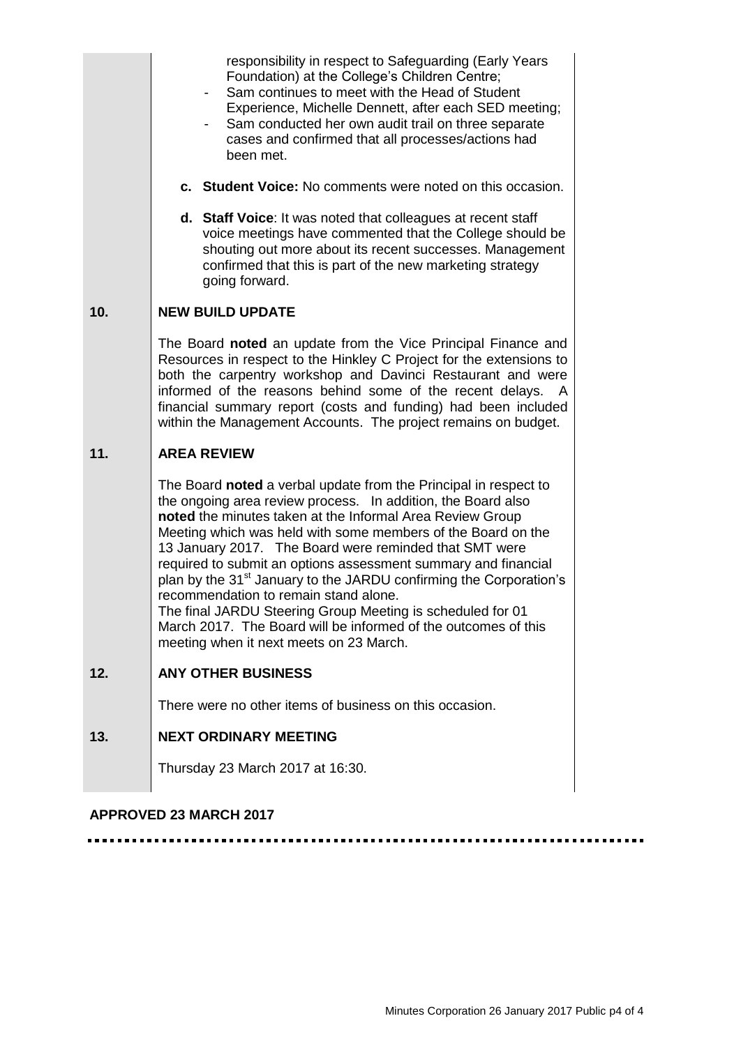responsibility in respect to Safeguarding (Early Years Foundation) at the College's Children Centre;

- Sam continues to meet with the Head of Student Experience, Michelle Dennett, after each SED meeting;
- Sam conducted her own audit trail on three separate cases and confirmed that all processes/actions had been met.

**c. Student Voice:** No comments were noted on this occasion.

**d. Staff Voice**: It was noted that colleagues at recent staff voice meetings have commented that the College should be shouting out more about its recent successes. Management confirmed that this is part of the new marketing strategy going forward.

## 10. NEW BUILD UPDATE

The Board **noted** an update from the Vice Principal Finance and Resources in respect to the Hinkley C Project for the extensions to both the carpentry workshop and Davinci Restaurant and were informed of the reasons behind some of the recent delays. A financial summary report (costs and funding) had been included within the Management Accounts. The project remains on budget.

## 11. AREA REVIEW

The Board **noted** a verbal update from the Principal in respect to the ongoing area review process. In addition, the Board also **noted** the minutes taken at the Informal Area Review Group Meeting which was held with some members of the Board on the 13 January 2017. The Board were reminded that SMT were required to submit an options assessment summary and financial plan by the 31st January to the JARDU confirming the Corporation's recommendation to remain stand alone.
The final JARDU Steering Group Meeting is scheduled for 01 March 2017. The Board will be informed of the outcomes of this meeting when it next meets on 23 March.

## 12. ANY OTHER BUSINESS

There were no other items of business on this occasion.

## 13. NEXT ORDINARY MEETING

Thursday 23 March 2017 at 16:30.

**APPROVED 23 MARCH 2017**